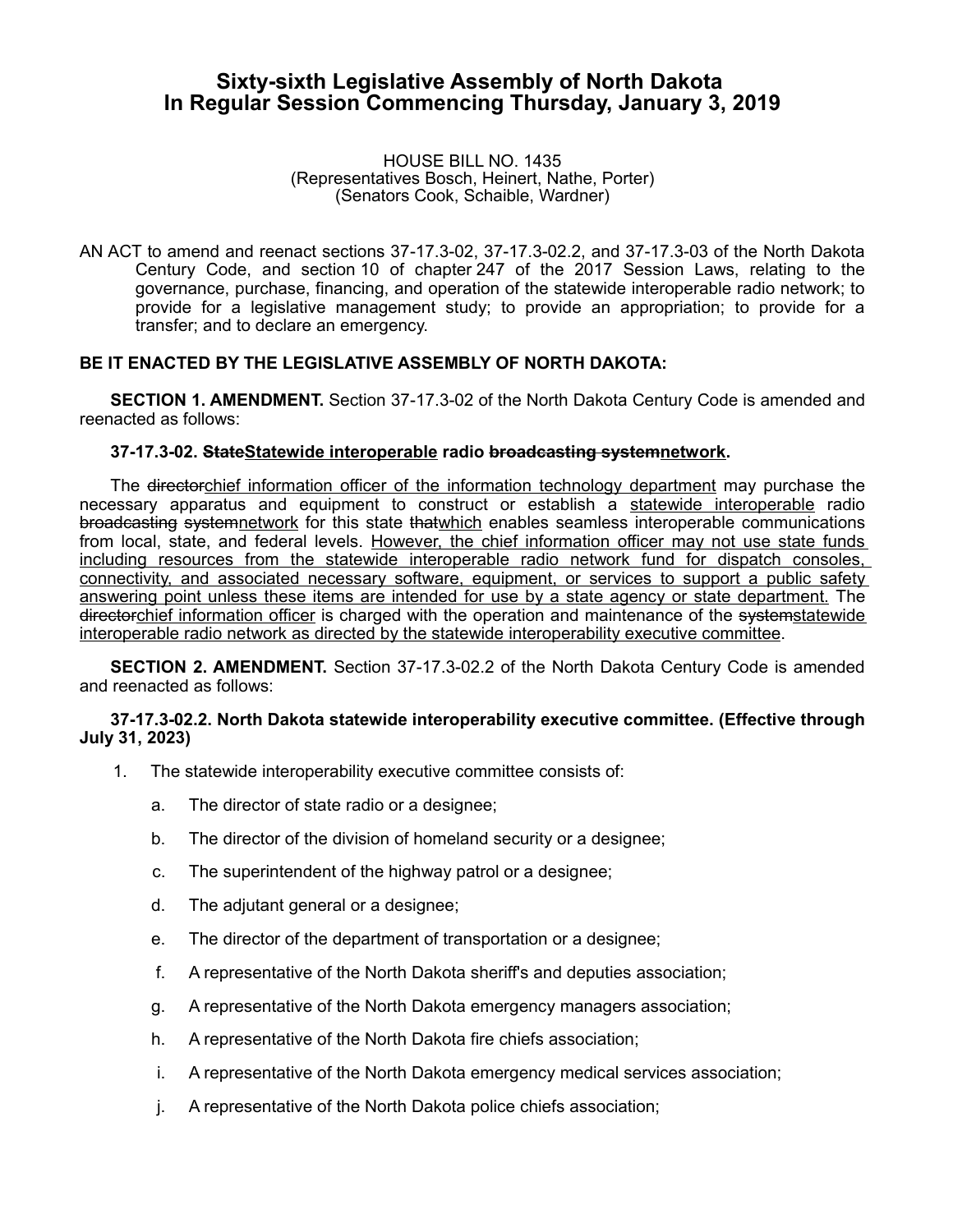# Sixty-sixth Legislative Assembly of North Dakota
# In Regular Session Commencing Thursday, January 3, 2019

HOUSE BILL NO. 1435
(Representatives Bosch, Heinert, Nathe, Porter)
(Senators Cook, Schaible, Wardner)

AN ACT to amend and reenact sections 37-17.3-02, 37-17.3-02.2, and 37-17.3-03 of the North Dakota Century Code, and section 10 of chapter 247 of the 2017 Session Laws, relating to the governance, purchase, financing, and operation of the statewide interoperable radio network; to provide for a legislative management study; to provide an appropriation; to provide for a transfer; and to declare an emergency.

**BE IT ENACTED BY THE LEGISLATIVE ASSEMBLY OF NORTH DAKOTA:**

**SECTION 1. AMENDMENT.** Section 37-17.3-02 of the North Dakota Century Code is amended and reenacted as follows:

**37-17.3-02. ~~State~~<u>Statewide interoperable</u> radio ~~broadcasting system~~<u>network</u>.**

The ~~director~~<u>chief information officer of the information technology department</u> may purchase the necessary apparatus and equipment to construct or establish a <u>statewide interoperable</u> radio ~~broadcasting~~ ~~system~~<u>network</u> for this state ~~that~~<u>which</u> enables seamless interoperable communications from local, state, and federal levels. <u>However, the chief information officer may not use state funds including resources from the statewide interoperable radio network fund for dispatch consoles, connectivity, and associated necessary software, equipment, or services to support a public safety answering point unless these items are intended for use by a state agency or state department.</u> The ~~director~~<u>chief information officer</u> is charged with the operation and maintenance of the ~~system~~<u>statewide interoperable radio network as directed by the statewide interoperability executive committee</u>.

**SECTION 2. AMENDMENT.** Section 37-17.3-02.2 of the North Dakota Century Code is amended and reenacted as follows:

**37-17.3-02.2. North Dakota statewide interoperability executive committee. (Effective through July 31, 2023)**

1. The statewide interoperability executive committee consists of:
   a. The director of state radio or a designee;
   b. The director of the division of homeland security or a designee;
   c. The superintendent of the highway patrol or a designee;
   d. The adjutant general or a designee;
   e. The director of the department of transportation or a designee;
   f. A representative of the North Dakota sheriff's and deputies association;
   g. A representative of the North Dakota emergency managers association;
   h. A representative of the North Dakota fire chiefs association;
   i. A representative of the North Dakota emergency medical services association;
   j. A representative of the North Dakota police chiefs association;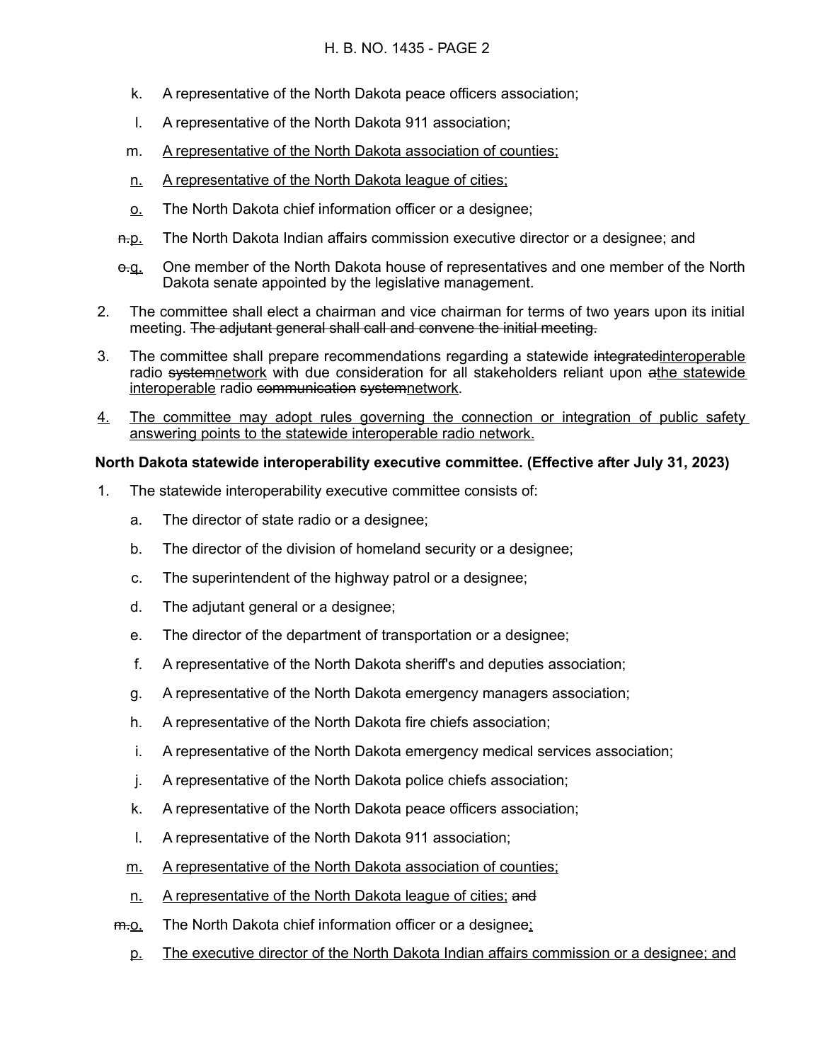k. A representative of the North Dakota peace officers association;

l. A representative of the North Dakota 911 association;

m. A representative of the North Dakota association of counties;

n. A representative of the North Dakota league of cities;

o. The North Dakota chief information officer or a designee;

~~n.~~p. The North Dakota Indian affairs commission executive director or a designee; and

~~o.~~q. One member of the North Dakota house of representatives and one member of the North Dakota senate appointed by the legislative management.

2. The committee shall elect a chairman and vice chairman for terms of two years upon its initial meeting. ~~The adjutant general shall call and convene the initial meeting.~~

3. The committee shall prepare recommendations regarding a statewide ~~integrated~~interoperable radio ~~system~~network with due consideration for all stakeholders reliant upon ~~a~~the statewide interoperable radio ~~communication~~ ~~system~~network.

4. The committee may adopt rules governing the connection or integration of public safety answering points to the statewide interoperable radio network.

**North Dakota statewide interoperability executive committee. (Effective after July 31, 2023)**

1. The statewide interoperability executive committee consists of:

   a. The director of state radio or a designee;

   b. The director of the division of homeland security or a designee;

   c. The superintendent of the highway patrol or a designee;

   d. The adjutant general or a designee;

   e. The director of the department of transportation or a designee;

   f. A representative of the North Dakota sheriff's and deputies association;

   g. A representative of the North Dakota emergency managers association;

   h. A representative of the North Dakota fire chiefs association;

   i. A representative of the North Dakota emergency medical services association;

   j. A representative of the North Dakota police chiefs association;

   k. A representative of the North Dakota peace officers association;

   l. A representative of the North Dakota 911 association;

   m. A representative of the North Dakota association of counties;

   n. A representative of the North Dakota league of cities; ~~and~~

   ~~m.~~o. The North Dakota chief information officer or a designee;

   p. The executive director of the North Dakota Indian affairs commission or a designee; and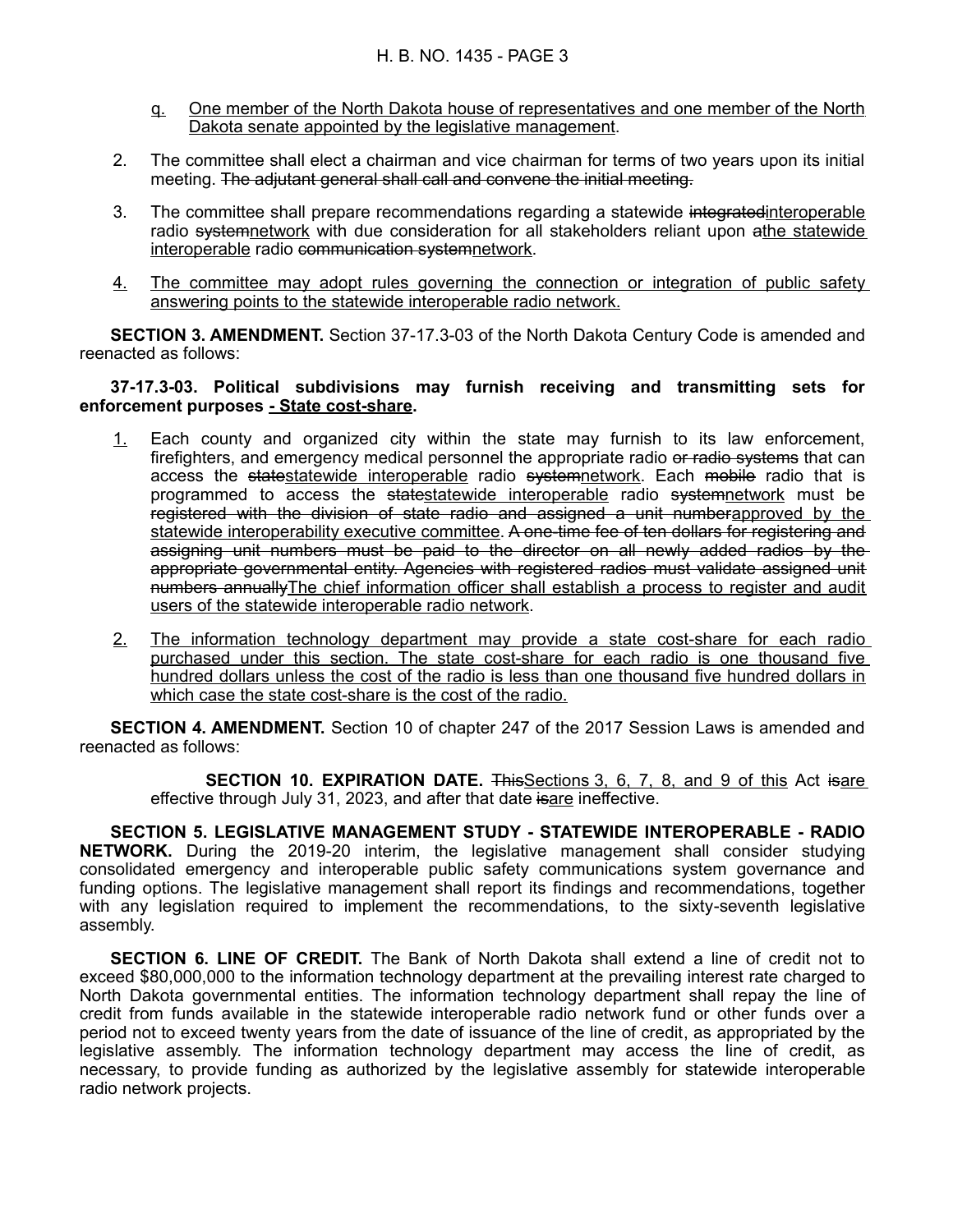<u>q.</u> <u>One member of the North Dakota house of representatives and one member of the North Dakota senate appointed by the legislative management</u>.

2. The committee shall elect a chairman and vice chairman for terms of two years upon its initial meeting. ~~The adjutant general shall call and convene the initial meeting.~~

3. The committee shall prepare recommendations regarding a statewide ~~integrated~~<u>interoperable</u> radio ~~system~~<u>network</u> with due consideration for all stakeholders reliant upon ~~a~~<u>the statewide interoperable</u> radio ~~communication system~~<u>network</u>.

<u>4.</u> <u>The committee may adopt rules governing the connection or integration of public safety answering points to the statewide interoperable radio network.</u>

**SECTION 3. AMENDMENT.** Section 37-17.3-03 of the North Dakota Century Code is amended and reenacted as follows:

**37-17.3-03. Political subdivisions may furnish receiving and transmitting sets for enforcement purposes <u>- State cost-share</u>.**

<u>1.</u> Each county and organized city within the state may furnish to its law enforcement, firefighters, and emergency medical personnel the appropriate radio ~~or radio systems~~ that can access the ~~state~~<u>statewide interoperable</u> radio ~~system~~<u>network</u>. Each ~~mobile~~ radio that is programmed to access the ~~state~~<u>statewide interoperable</u> radio ~~system~~<u>network</u> must be ~~registered with the division of state radio and assigned a unit number~~<u>approved by the statewide interoperability executive committee</u>. ~~A one-time fee of ten dollars for registering and assigning unit numbers must be paid to the director on all newly added radios by the appropriate governmental entity. Agencies with registered radios must validate assigned unit numbers annually~~<u>The chief information officer shall establish a process to register and audit users of the statewide interoperable radio network</u>.

<u>2.</u> <u>The information technology department may provide a state cost-share for each radio purchased under this section. The state cost-share for each radio is one thousand five hundred dollars unless the cost of the radio is less than one thousand five hundred dollars in which case the state cost-share is the cost of the radio.</u>

**SECTION 4. AMENDMENT.** Section 10 of chapter 247 of the 2017 Session Laws is amended and reenacted as follows:

**SECTION 10. EXPIRATION DATE.** ~~This~~<u>Sections 3, 6, 7, 8, and 9 of this</u> Act ~~is~~<u>are</u> effective through July 31, 2023, and after that date ~~is~~<u>are</u> ineffective.

**SECTION 5. LEGISLATIVE MANAGEMENT STUDY - STATEWIDE INTEROPERABLE - RADIO NETWORK.** During the 2019-20 interim, the legislative management shall consider studying consolidated emergency and interoperable public safety communications system governance and funding options. The legislative management shall report its findings and recommendations, together with any legislation required to implement the recommendations, to the sixty-seventh legislative assembly.

**SECTION 6. LINE OF CREDIT.** The Bank of North Dakota shall extend a line of credit not to exceed $80,000,000 to the information technology department at the prevailing interest rate charged to North Dakota governmental entities. The information technology department shall repay the line of credit from funds available in the statewide interoperable radio network fund or other funds over a period not to exceed twenty years from the date of issuance of the line of credit, as appropriated by the legislative assembly. The information technology department may access the line of credit, as necessary, to provide funding as authorized by the legislative assembly for statewide interoperable radio network projects.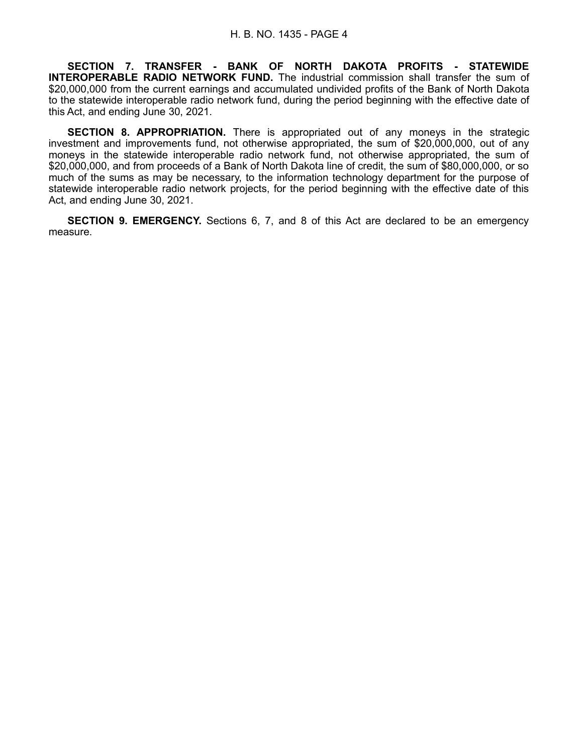**SECTION 7. TRANSFER - BANK OF NORTH DAKOTA PROFITS - STATEWIDE INTEROPERABLE RADIO NETWORK FUND.** The industrial commission shall transfer the sum of $20,000,000 from the current earnings and accumulated undivided profits of the Bank of North Dakota to the statewide interoperable radio network fund, during the period beginning with the effective date of this Act, and ending June 30, 2021.

**SECTION 8. APPROPRIATION.** There is appropriated out of any moneys in the strategic investment and improvements fund, not otherwise appropriated, the sum of $20,000,000, out of any moneys in the statewide interoperable radio network fund, not otherwise appropriated, the sum of $20,000,000, and from proceeds of a Bank of North Dakota line of credit, the sum of $80,000,000, or so much of the sums as may be necessary, to the information technology department for the purpose of statewide interoperable radio network projects, for the period beginning with the effective date of this Act, and ending June 30, 2021.

**SECTION 9. EMERGENCY.** Sections 6, 7, and 8 of this Act are declared to be an emergency measure.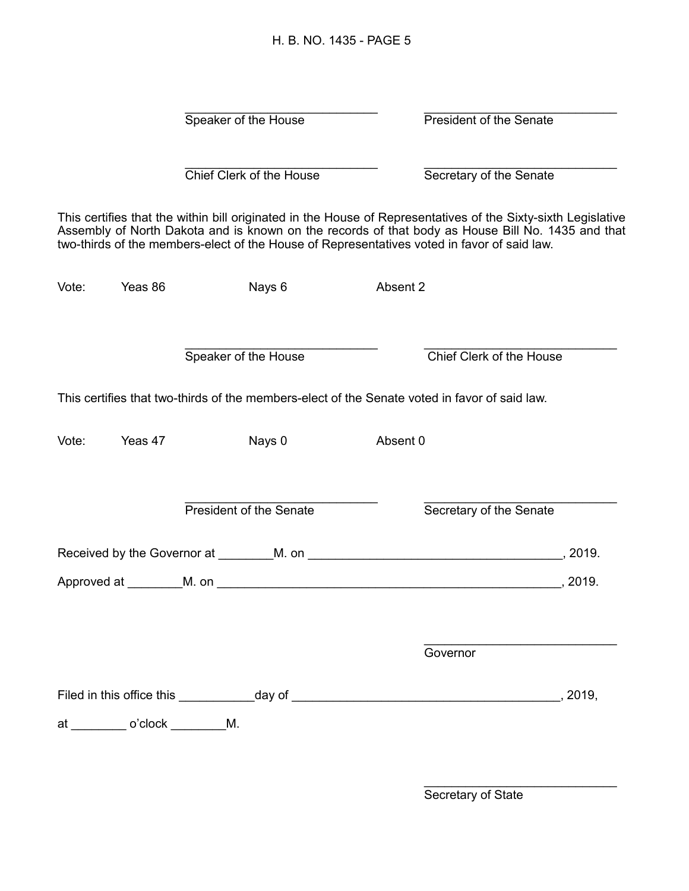\_\_\_\_\_\_\_\_\_\_\_\_\_\_\_\_\_\_\_\_\_\_\_\_\_\_\_\_ Speaker of the House

\_\_\_\_\_\_\_\_\_\_\_\_\_\_\_\_\_\_\_\_\_\_\_\_\_\_\_\_ President of the Senate

\_\_\_\_\_\_\_\_\_\_\_\_\_\_\_\_\_\_\_\_\_\_\_\_\_\_\_\_ Chief Clerk of the House

\_\_\_\_\_\_\_\_\_\_\_\_\_\_\_\_\_\_\_\_\_\_\_\_\_\_\_\_ Secretary of the Senate

This certifies that the within bill originated in the House of Representatives of the Sixty-sixth Legislative Assembly of North Dakota and is known on the records of that body as House Bill No. 1435 and that two-thirds of the members-elect of the House of Representatives voted in favor of said law.

Vote: Yeas 86 Nays 6 Absent 2

\_\_\_\_\_\_\_\_\_\_\_\_\_\_\_\_\_\_\_\_\_\_\_\_\_\_\_\_ Speaker of the House

\_\_\_\_\_\_\_\_\_\_\_\_\_\_\_\_\_\_\_\_\_\_\_\_\_\_\_\_ Chief Clerk of the House

This certifies that two-thirds of the members-elect of the Senate voted in favor of said law.

Vote: Yeas 47 Nays 0 Absent 0

\_\_\_\_\_\_\_\_\_\_\_\_\_\_\_\_\_\_\_\_\_\_\_\_\_\_\_\_ President of the Senate

\_\_\_\_\_\_\_\_\_\_\_\_\_\_\_\_\_\_\_\_\_\_\_\_\_\_\_\_ Secretary of the Senate

Received by the Governor at \_\_\_\_\_\_\_\_M. on \_\_\_\_\_\_\_\_\_\_\_\_\_\_\_\_\_\_\_\_\_\_\_\_\_\_\_\_\_\_\_\_\_\_\_\_\_\_, 2019.

Approved at \_\_\_\_\_\_\_\_M. on \_\_\_\_\_\_\_\_\_\_\_\_\_\_\_\_\_\_\_\_\_\_\_\_\_\_\_\_\_\_\_\_\_\_\_\_\_\_\_\_\_\_\_\_\_\_\_\_\_\_\_\_\_\_, 2019.

\_\_\_\_\_\_\_\_\_\_\_\_\_\_\_\_\_\_\_\_\_\_\_\_\_\_\_\_ Governor

Filed in this office this \_\_\_\_\_\_\_\_\_\_\_day of \_\_\_\_\_\_\_\_\_\_\_\_\_\_\_\_\_\_\_\_\_\_\_\_\_\_\_\_\_\_\_\_\_\_\_\_\_\_\_\_, 2019,

at \_\_\_\_\_\_\_\_ o'clock \_\_\_\_\_\_\_\_M.

\_\_\_\_\_\_\_\_\_\_\_\_\_\_\_\_\_\_\_\_\_\_\_\_\_\_\_\_ Secretary of State